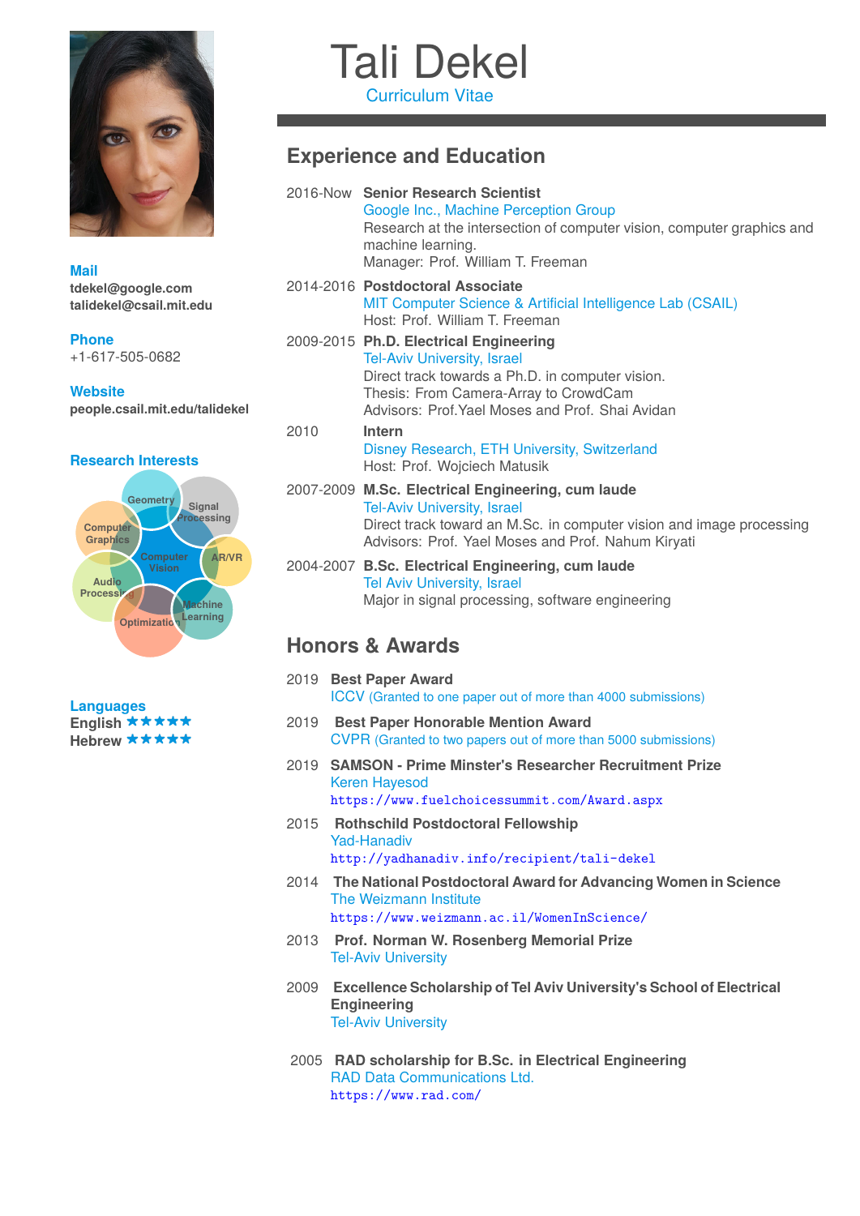# Tali Dekel

Curriculum Vitae

**Mail**
tdekel@google.com
talidekel@csail.mit.edu

**Phone**
+1-617-505-0682

**Website**
people.csail.mit.edu/talidekel

**Research Interests**

Geometry, Signal Processing, Computer Graphics, Computer Vision, AR/VR, Audio Processing, Machine Learning, Optimization

**Languages**
English ★★★★★
Hebrew ★★★★★

## Experience and Education

2016-Now **Senior Research Scientist**
Google Inc., Machine Perception Group
Research at the intersection of computer vision, computer graphics and machine learning.
Manager: Prof. William T. Freeman

2014-2016 **Postdoctoral Associate**
MIT Computer Science & Artificial Intelligence Lab (CSAIL)
Host: Prof. William T. Freeman

2009-2015 **Ph.D. Electrical Engineering**
Tel-Aviv University, Israel
Direct track towards a Ph.D. in computer vision.
Thesis: From Camera-Array to CrowdCam
Advisors: Prof.Yael Moses and Prof. Shai Avidan

2010 **Intern**
Disney Research, ETH University, Switzerland
Host: Prof. Wojciech Matusik

2007-2009 **M.Sc. Electrical Engineering, cum laude**
Tel-Aviv University, Israel
Direct track toward an M.Sc. in computer vision and image processing
Advisors: Prof. Yael Moses and Prof. Nahum Kiryati

2004-2007 **B.Sc. Electrical Engineering, cum laude**
Tel Aviv University, Israel
Major in signal processing, software engineering

## Honors & Awards

2019 **Best Paper Award**
ICCV (Granted to one paper out of more than 4000 submissions)

2019 **Best Paper Honorable Mention Award**
CVPR (Granted to two papers out of more than 5000 submissions)

2019 **SAMSON - Prime Minster's Researcher Recruitment Prize**
Keren Hayesod
https://www.fuelchoicessummit.com/Award.aspx

2015 **Rothschild Postdoctoral Fellowship**
Yad-Hanadiv
http://yadhanadiv.info/recipient/tali-dekel

2014 **The National Postdoctoral Award for Advancing Women in Science**
The Weizmann Institute
https://www.weizmann.ac.il/WomenInScience/

2013 **Prof. Norman W. Rosenberg Memorial Prize**
Tel-Aviv University

2009 **Excellence Scholarship of Tel Aviv University's School of Electrical Engineering**
Tel-Aviv University

2005 **RAD scholarship for B.Sc. in Electrical Engineering**
RAD Data Communications Ltd.
https://www.rad.com/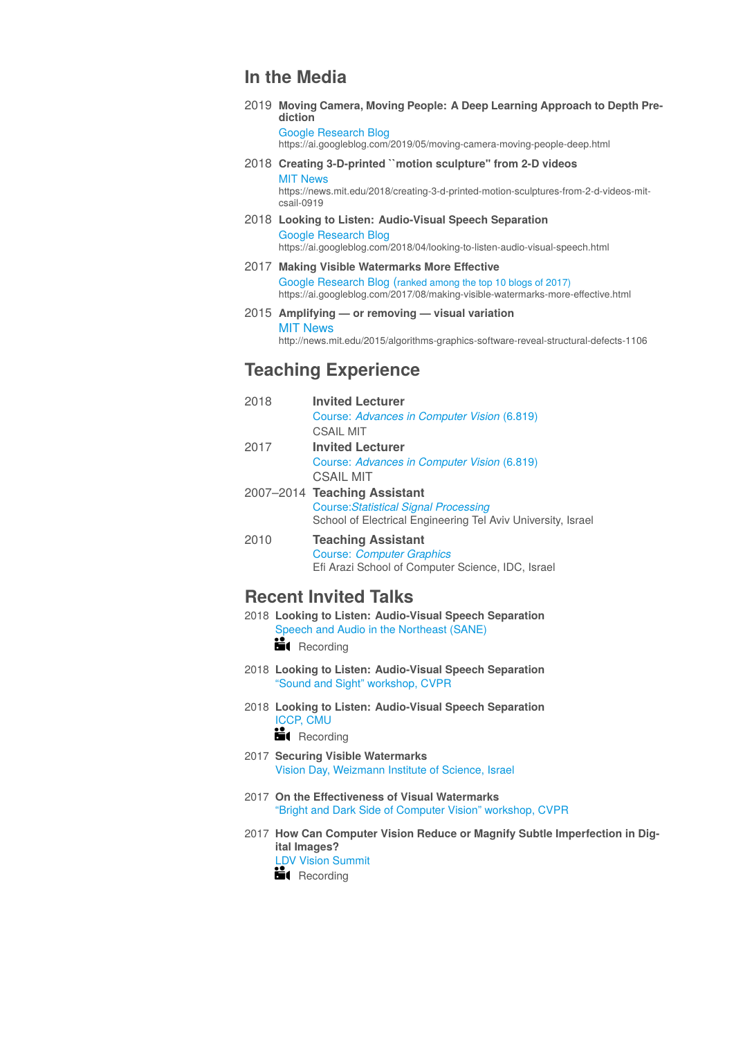## In the Media

2019 **Moving Camera, Moving People: A Deep Learning Approach to Depth Prediction**
Google Research Blog
https://ai.googleblog.com/2019/05/moving-camera-moving-people-deep.html

2018 **Creating 3-D-printed ``motion sculpture" from 2-D videos**
MIT News
https://news.mit.edu/2018/creating-3-d-printed-motion-sculptures-from-2-d-videos-mit-csail-0919

2018 **Looking to Listen: Audio-Visual Speech Separation**
Google Research Blog
https://ai.googleblog.com/2018/04/looking-to-listen-audio-visual-speech.html

2017 **Making Visible Watermarks More Effective**
Google Research Blog (ranked among the top 10 blogs of 2017)
https://ai.googleblog.com/2017/08/making-visible-watermarks-more-effective.html

2015 **Amplifying — or removing — visual variation**
MIT News
http://news.mit.edu/2015/algorithms-graphics-software-reveal-structural-defects-1106

## Teaching Experience

2018 **Invited Lecturer**
Course: *Advances in Computer Vision* (6.819)
CSAIL MIT

2017 **Invited Lecturer**
Course: *Advances in Computer Vision* (6.819)
CSAIL MIT

2007–2014 **Teaching Assistant**
Course:*Statistical Signal Processing*
School of Electrical Engineering Tel Aviv University, Israel

2010 **Teaching Assistant**
Course: *Computer Graphics*
Efi Arazi School of Computer Science, IDC, Israel

## Recent Invited Talks

2018 **Looking to Listen: Audio-Visual Speech Separation**
Speech and Audio in the Northeast (SANE)
Recording

2018 **Looking to Listen: Audio-Visual Speech Separation**
"Sound and Sight" workshop, CVPR

2018 **Looking to Listen: Audio-Visual Speech Separation**
ICCP, CMU
Recording

2017 **Securing Visible Watermarks**
Vision Day, Weizmann Institute of Science, Israel

2017 **On the Effectiveness of Visual Watermarks**
"Bright and Dark Side of Computer Vision" workshop, CVPR

2017 **How Can Computer Vision Reduce or Magnify Subtle Imperfection in Digital Images?**
LDV Vision Summit
Recording